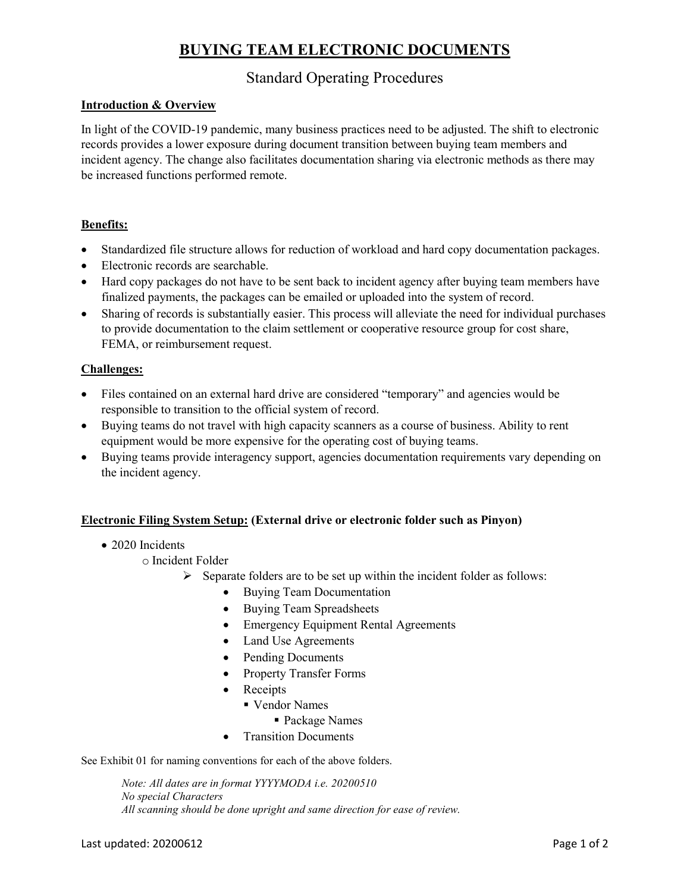# BUYING TEAM ELECTRONIC DOCUMENTS

## Standard Operating Procedures

### Introduction & Overview

In light of the COVID-19 pandemic, many business practices need to be adjusted. The shift to electronic records provides a lower exposure during document transition between buying team members and incident agency. The change also facilitates documentation sharing via electronic methods as there may be increased functions performed remote.

### Benefits:

- Standardized file structure allows for reduction of workload and hard copy documentation packages.
- Electronic records are searchable.
- Hard copy packages do not have to be sent back to incident agency after buying team members have finalized payments, the packages can be emailed or uploaded into the system of record.
- Sharing of records is substantially easier. This process will alleviate the need for individual purchases to provide documentation to the claim settlement or cooperative resource group for cost share, FEMA, or reimbursement request.

### Challenges:

- Files contained on an external hard drive are considered "temporary" and agencies would be responsible to transition to the official system of record.
- Buying teams do not travel with high capacity scanners as a course of business. Ability to rent equipment would be more expensive for the operating cost of buying teams.
- Buying teams provide interagency support, agencies documentation requirements vary depending on the incident agency.

### Electronic Filing System Setup: **(External drive or electronic folder such as Pinyon)**

- 2020 Incidents
  - Incident Folder
    - Separate folders are to be set up within the incident folder as follows:
      - Buying Team Documentation
      - Buying Team Spreadsheets
      - Emergency Equipment Rental Agreements
      - Land Use Agreements
      - Pending Documents
      - Property Transfer Forms
      - Receipts
        - Vendor Names
          - Package Names
      - Transition Documents

See Exhibit 01 for naming conventions for each of the above folders.

*Note: All dates are in format YYYYMODA i.e. 20200510*
*No special Characters*
*All scanning should be done upright and same direction for ease of review.*

Last updated: 20200612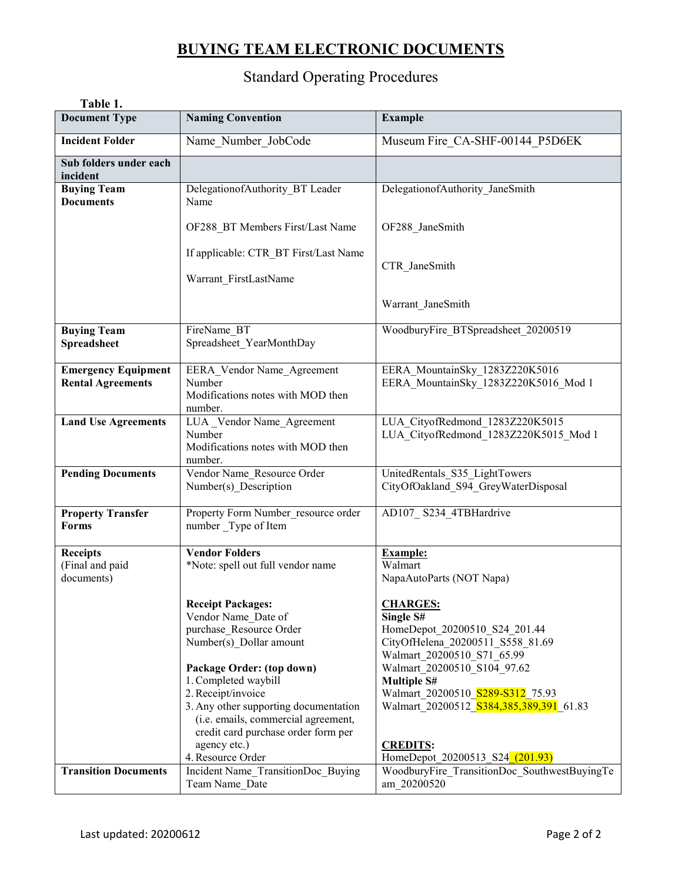# BUYING TEAM ELECTRONIC DOCUMENTS

## Standard Operating Procedures

**Table 1.**

| Document Type | Naming Convention | Example |
|---|---|---|
| **Incident Folder** | Name_Number_JobCode | Museum Fire_CA-SHF-00144_P5D6EK |
| **Sub folders under each incident** | | |
| **Buying Team Documents** | DelegationofAuthority_BT Leader Name<br><br>OF288_BT Members First/Last Name<br><br>If applicable: CTR_BT First/Last Name<br><br>Warrant_FirstLastName | DelegationofAuthority_JaneSmith<br><br>OF288_JaneSmith<br><br>CTR_JaneSmith<br><br>Warrant_JaneSmith |
| **Buying Team Spreadsheet** | FireName_BT Spreadsheet_YearMonthDay | WoodburyFire_BTSpreadsheet_20200519 |
| **Emergency Equipment Rental Agreements** | EERA_Vendor Name_Agreement Number<br>Modifications notes with MOD then number. | EERA_MountainSky_1283Z220K5016<br>EERA_MountainSky_1283Z220K5016_Mod 1 |
| **Land Use Agreements** | LUA _Vendor Name_Agreement Number<br>Modifications notes with MOD then number. | LUA_CityofRedmond_1283Z220K5015<br>LUA_CityofRedmond_1283Z220K5015_Mod 1 |
| **Pending Documents** | Vendor Name_Resource Order Number(s)_Description | UnitedRentals_S35_LightTowers<br>CityOfOakland_S94_GreyWaterDisposal |
| **Property Transfer Forms** | Property Form Number_resource order number _Type of Item | AD107_ S234_4TBHardrive |
| **Receipts** (Final and paid documents) | **Vendor Folders**<br>*Note: spell out full vendor name<br><br>**Receipt Packages:**<br>Vendor Name_Date of purchase_Resource Order Number(s)_Dollar amount<br><br>**Package Order: (top down)**<br>1. Completed waybill<br>2. Receipt/invoice<br>3. Any other supporting documentation (i.e. emails, commercial agreement, credit card purchase order form per agency etc.)<br>4. Resource Order | **Example:**<br>Walmart<br>NapaAutoParts (NOT Napa)<br><br>**CHARGES:**<br>**Single S#**<br>HomeDepot_20200510_S24_201.44<br>CityOfHelena_20200511_S558_81.69<br>Walmart_20200510_S71_65.99<br>Walmart_20200510_S104_97.62<br>**Multiple S#**<br>Walmart_20200510_S289-S312_75.93<br>Walmart_20200512_S384,385,389,391_61.83<br><br>**CREDITS:**<br>HomeDepot_20200513_S24_(201.93) |
| **Transition Documents** | Incident Name_TransitionDoc_Buying Team Name_Date | WoodburyFire_TransitionDoc_SouthwestBuyingTeam_20200520 |

Last updated: 20200612